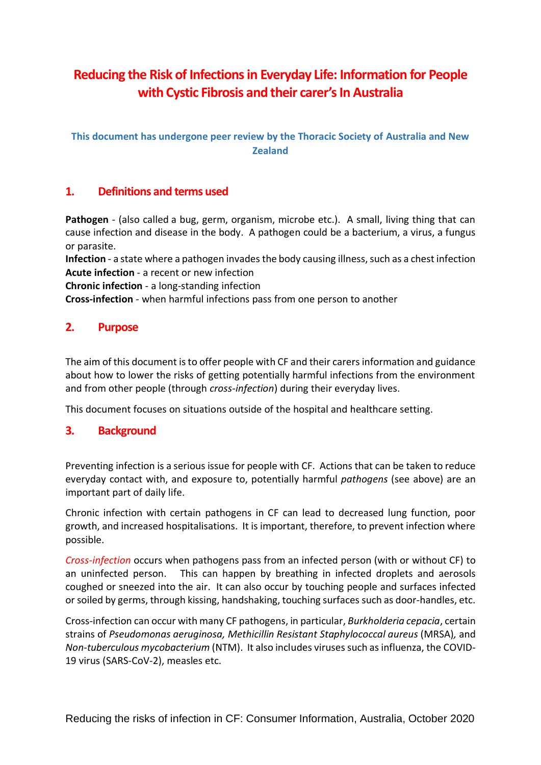# Reducing the Risk of Infections in Everyday Life: Information for People with Cystic Fibrosis and their carer's In Australia

**This document has undergone peer review by the Thoracic Society of Australia and New Zealand**

## 1. Definitions and terms used

**Pathogen** - (also called a bug, germ, organism, microbe etc.). A small, living thing that can cause infection and disease in the body. A pathogen could be a bacterium, a virus, a fungus or parasite.
**Infection** - a state where a pathogen invades the body causing illness, such as a chest infection
**Acute infection** - a recent or new infection
**Chronic infection** - a long-standing infection
**Cross-infection** - when harmful infections pass from one person to another

## 2. Purpose

The aim of this document is to offer people with CF and their carers information and guidance about how to lower the risks of getting potentially harmful infections from the environment and from other people (through *cross-infection*) during their everyday lives.

This document focuses on situations outside of the hospital and healthcare setting.

## 3. Background

Preventing infection is a serious issue for people with CF. Actions that can be taken to reduce everyday contact with, and exposure to, potentially harmful *pathogens* (see above) are an important part of daily life.

Chronic infection with certain pathogens in CF can lead to decreased lung function, poor growth, and increased hospitalisations. It is important, therefore, to prevent infection where possible.

*Cross-infection* occurs when pathogens pass from an infected person (with or without CF) to an uninfected person. This can happen by breathing in infected droplets and aerosols coughed or sneezed into the air. It can also occur by touching people and surfaces infected or soiled by germs, through kissing, handshaking, touching surfaces such as door-handles, etc.

Cross-infection can occur with many CF pathogens, in particular, *Burkholderia cepacia*, certain strains of *Pseudomonas aeruginosa, Methicillin Resistant Staphylococcal aureus* (MRSA), and *Non-tuberculous mycobacterium* (NTM). It also includes viruses such as influenza, the COVID-19 virus (SARS-CoV-2), measles etc.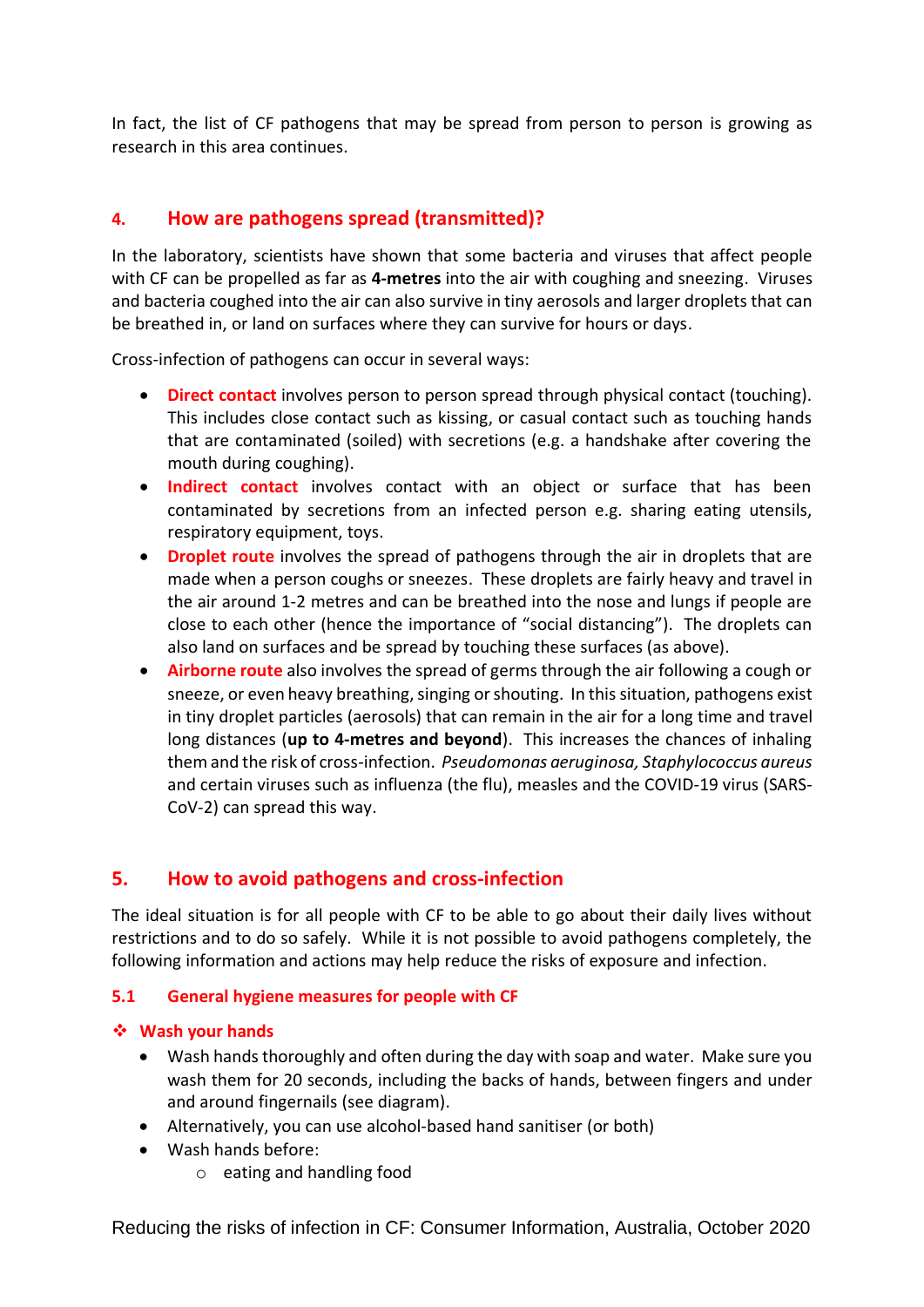In fact, the list of CF pathogens that may be spread from person to person is growing as research in this area continues.

## 4. How are pathogens spread (transmitted)?

In the laboratory, scientists have shown that some bacteria and viruses that affect people with CF can be propelled as far as **4-metres** into the air with coughing and sneezing. Viruses and bacteria coughed into the air can also survive in tiny aerosols and larger droplets that can be breathed in, or land on surfaces where they can survive for hours or days.

Cross-infection of pathogens can occur in several ways:

- **Direct contact** involves person to person spread through physical contact (touching). This includes close contact such as kissing, or casual contact such as touching hands that are contaminated (soiled) with secretions (e.g. a handshake after covering the mouth during coughing).
- **Indirect contact** involves contact with an object or surface that has been contaminated by secretions from an infected person e.g. sharing eating utensils, respiratory equipment, toys.
- **Droplet route** involves the spread of pathogens through the air in droplets that are made when a person coughs or sneezes. These droplets are fairly heavy and travel in the air around 1-2 metres and can be breathed into the nose and lungs if people are close to each other (hence the importance of "social distancing"). The droplets can also land on surfaces and be spread by touching these surfaces (as above).
- **Airborne route** also involves the spread of germs through the air following a cough or sneeze, or even heavy breathing, singing or shouting. In this situation, pathogens exist in tiny droplet particles (aerosols) that can remain in the air for a long time and travel long distances (**up to 4-metres and beyond**). This increases the chances of inhaling them and the risk of cross-infection. *Pseudomonas aeruginosa, Staphylococcus aureus* and certain viruses such as influenza (the flu), measles and the COVID-19 virus (SARS-CoV-2) can spread this way.

## 5. How to avoid pathogens and cross-infection

The ideal situation is for all people with CF to be able to go about their daily lives without restrictions and to do so safely. While it is not possible to avoid pathogens completely, the following information and actions may help reduce the risks of exposure and infection.

### 5.1 General hygiene measures for people with CF

#### ❖ Wash your hands

- Wash hands thoroughly and often during the day with soap and water. Make sure you wash them for 20 seconds, including the backs of hands, between fingers and under and around fingernails (see diagram).
- Alternatively, you can use alcohol-based hand sanitiser (or both)
- Wash hands before:
  - eating and handling food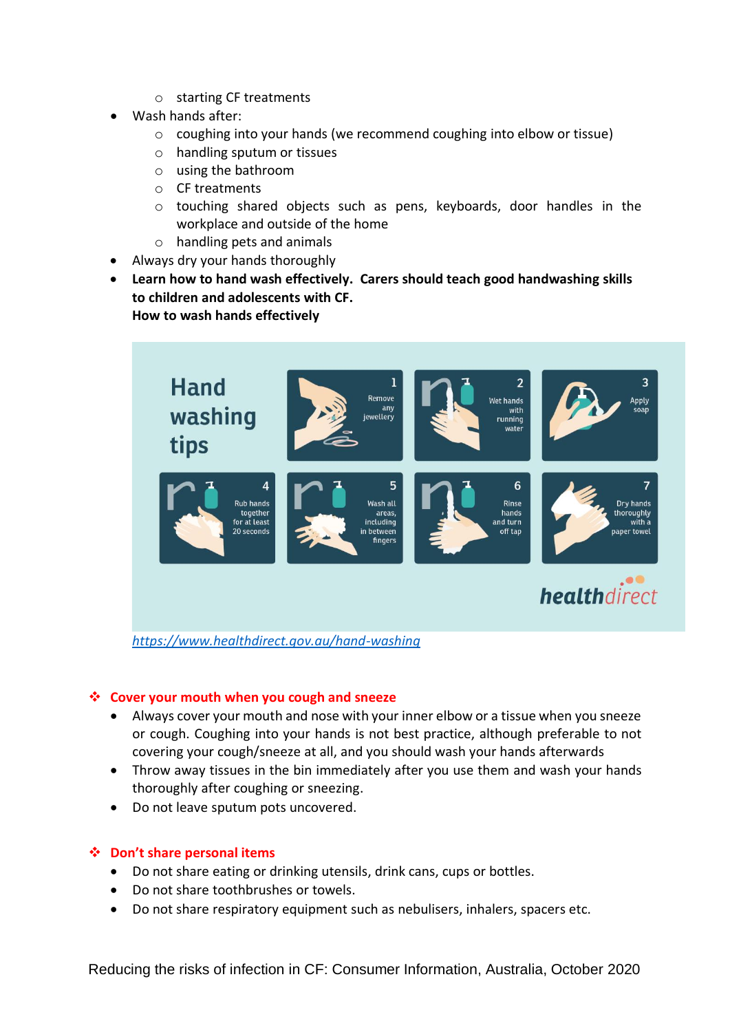- starting CF treatments
- Wash hands after:
  - coughing into your hands (we recommend coughing into elbow or tissue)
  - handling sputum or tissues
  - using the bathroom
  - CF treatments
  - touching shared objects such as pens, keyboards, door handles in the workplace and outside of the home
  - handling pets and animals
- Always dry your hands thoroughly
- **Learn how to hand wash effectively. Carers should teach good handwashing skills to children and adolescents with CF.**
  **How to wash hands effectively**

Hand washing tips

1. Remove any jewellery
2. Wet hands with running water
3. Apply soap
4. Rub hands together for at least 20 seconds
5. Wash all areas, including in between fingers
6. Rinse hands and turn off tap
7. Dry hands thoroughly with a paper towel

healthdirect

https://www.healthdirect.gov.au/hand-washing

## Cover your mouth when you cough and sneeze

- Always cover your mouth and nose with your inner elbow or a tissue when you sneeze or cough. Coughing into your hands is not best practice, although preferable to not covering your cough/sneeze at all, and you should wash your hands afterwards
- Throw away tissues in the bin immediately after you use them and wash your hands thoroughly after coughing or sneezing.
- Do not leave sputum pots uncovered.

## Don't share personal items

- Do not share eating or drinking utensils, drink cans, cups or bottles.
- Do not share toothbrushes or towels.
- Do not share respiratory equipment such as nebulisers, inhalers, spacers etc.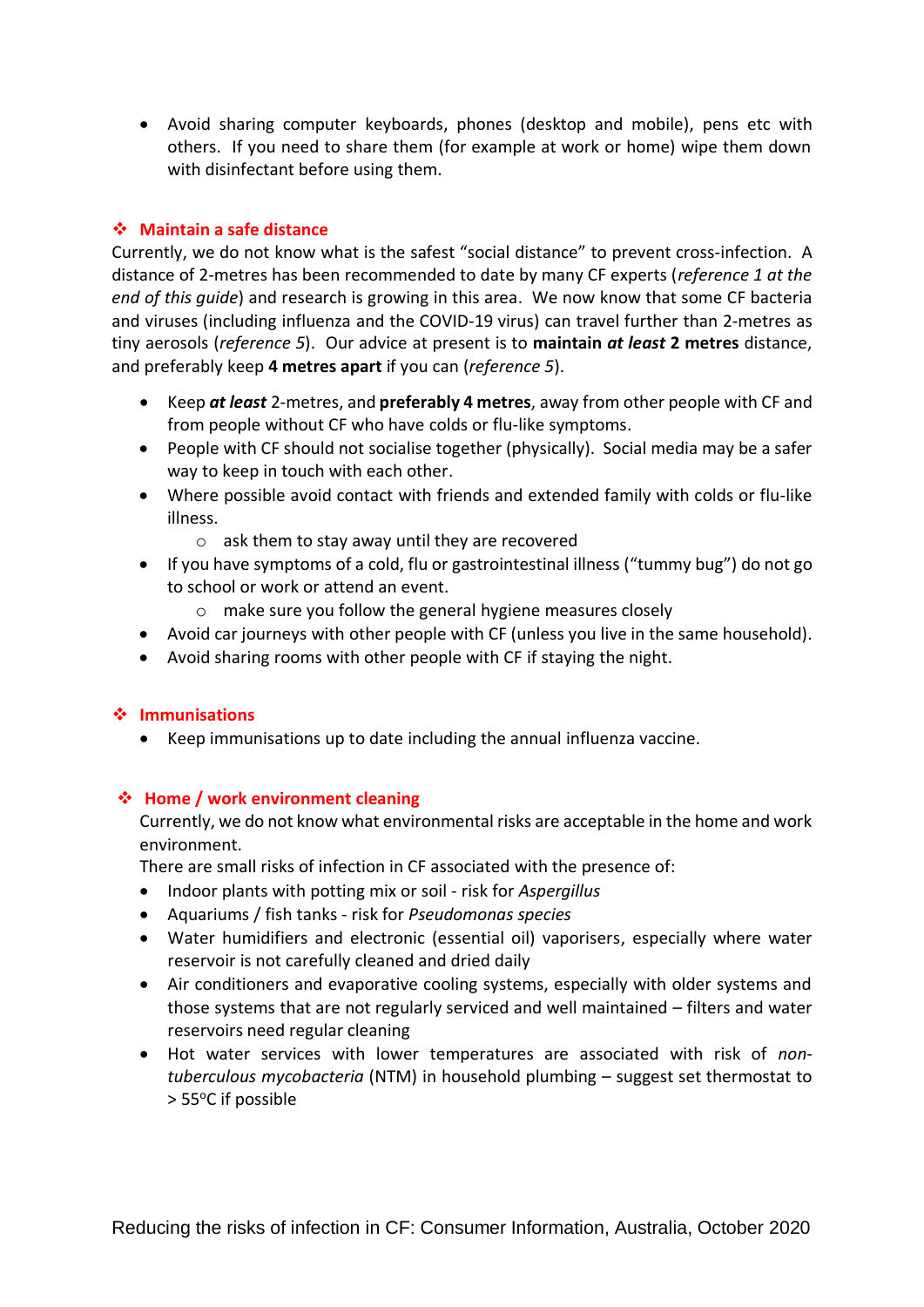- Avoid sharing computer keyboards, phones (desktop and mobile), pens etc with others. If you need to share them (for example at work or home) wipe them down with disinfectant before using them.

## ❖ Maintain a safe distance

Currently, we do not know what is the safest "social distance" to prevent cross-infection. A distance of 2-metres has been recommended to date by many CF experts (*reference 1 at the end of this guide*) and research is growing in this area. We now know that some CF bacteria and viruses (including influenza and the COVID-19 virus) can travel further than 2-metres as tiny aerosols (*reference 5*). Our advice at present is to **maintain *at least* 2 metres** distance, and preferably keep **4 metres apart** if you can (*reference 5*).

- Keep ***at least*** 2-metres, and **preferably 4 metres**, away from other people with CF and from people without CF who have colds or flu-like symptoms.
- People with CF should not socialise together (physically). Social media may be a safer way to keep in touch with each other.
- Where possible avoid contact with friends and extended family with colds or flu-like illness.
  - ask them to stay away until they are recovered
- If you have symptoms of a cold, flu or gastrointestinal illness ("tummy bug") do not go to school or work or attend an event.
  - make sure you follow the general hygiene measures closely
- Avoid car journeys with other people with CF (unless you live in the same household).
- Avoid sharing rooms with other people with CF if staying the night.

## ❖ Immunisations

- Keep immunisations up to date including the annual influenza vaccine.

## ❖ Home / work environment cleaning

Currently, we do not know what environmental risks are acceptable in the home and work environment.
There are small risks of infection in CF associated with the presence of:

- Indoor plants with potting mix or soil - risk for *Aspergillus*
- Aquariums / fish tanks - risk for *Pseudomonas species*
- Water humidifiers and electronic (essential oil) vaporisers, especially where water reservoir is not carefully cleaned and dried daily
- Air conditioners and evaporative cooling systems, especially with older systems and those systems that are not regularly serviced and well maintained – filters and water reservoirs need regular cleaning
- Hot water services with lower temperatures are associated with risk of *non-tuberculous mycobacteria* (NTM) in household plumbing – suggest set thermostat to > 55$^{o}$C if possible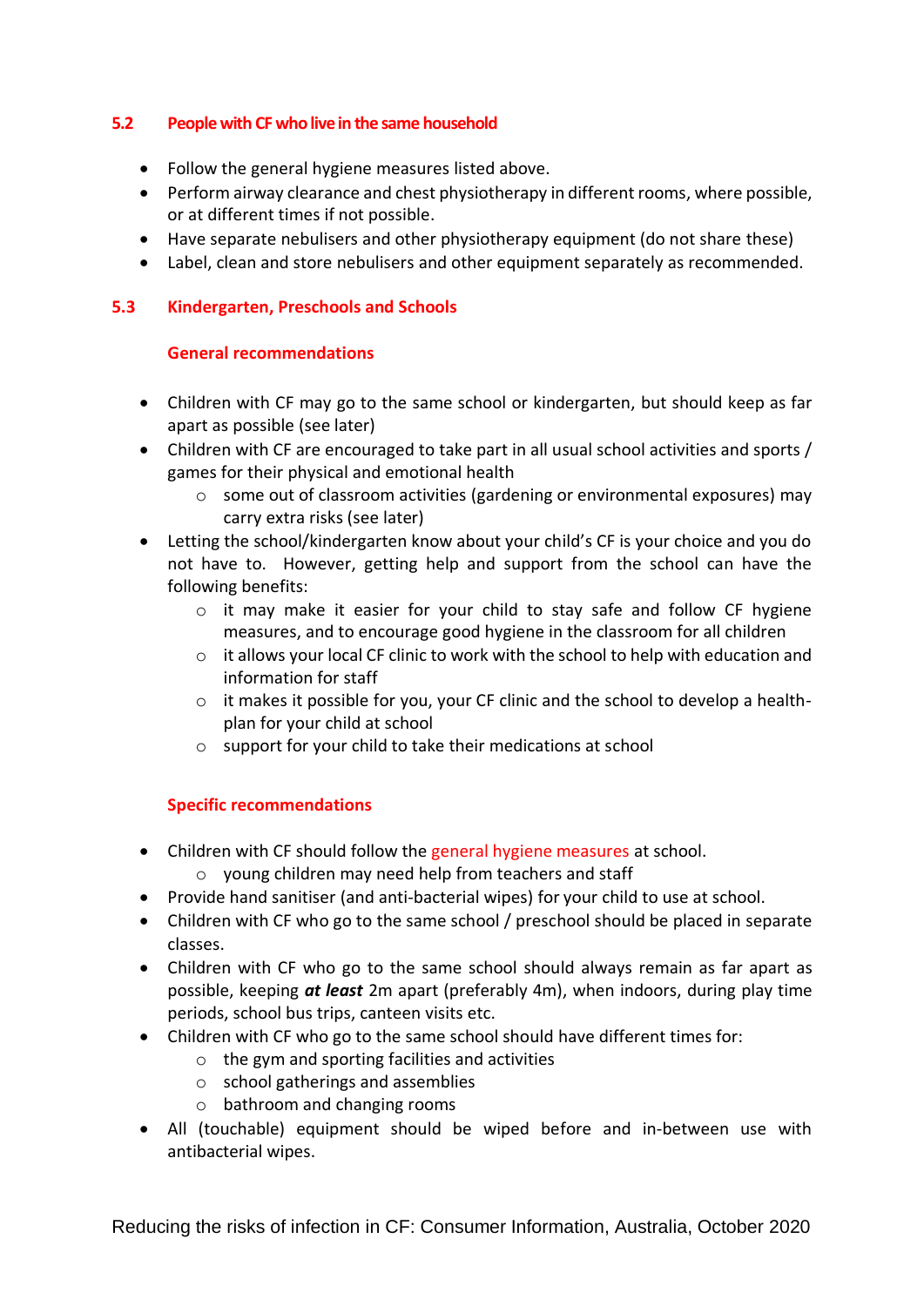## 5.2 People with CF who live in the same household

- Follow the general hygiene measures listed above.
- Perform airway clearance and chest physiotherapy in different rooms, where possible, or at different times if not possible.
- Have separate nebulisers and other physiotherapy equipment (do not share these)
- Label, clean and store nebulisers and other equipment separately as recommended.

## 5.3 Kindergarten, Preschools and Schools

### General recommendations

- Children with CF may go to the same school or kindergarten, but should keep as far apart as possible (see later)
- Children with CF are encouraged to take part in all usual school activities and sports / games for their physical and emotional health
  - some out of classroom activities (gardening or environmental exposures) may carry extra risks (see later)
- Letting the school/kindergarten know about your child's CF is your choice and you do not have to. However, getting help and support from the school can have the following benefits:
  - it may make it easier for your child to stay safe and follow CF hygiene measures, and to encourage good hygiene in the classroom for all children
  - it allows your local CF clinic to work with the school to help with education and information for staff
  - it makes it possible for you, your CF clinic and the school to develop a health-plan for your child at school
  - support for your child to take their medications at school

### Specific recommendations

- Children with CF should follow the general hygiene measures at school.
  - young children may need help from teachers and staff
- Provide hand sanitiser (and anti-bacterial wipes) for your child to use at school.
- Children with CF who go to the same school / preschool should be placed in separate classes.
- Children with CF who go to the same school should always remain as far apart as possible, keeping ***at least*** 2m apart (preferably 4m), when indoors, during play time periods, school bus trips, canteen visits etc.
- Children with CF who go to the same school should have different times for:
  - the gym and sporting facilities and activities
  - school gatherings and assemblies
  - bathroom and changing rooms
- All (touchable) equipment should be wiped before and in-between use with antibacterial wipes.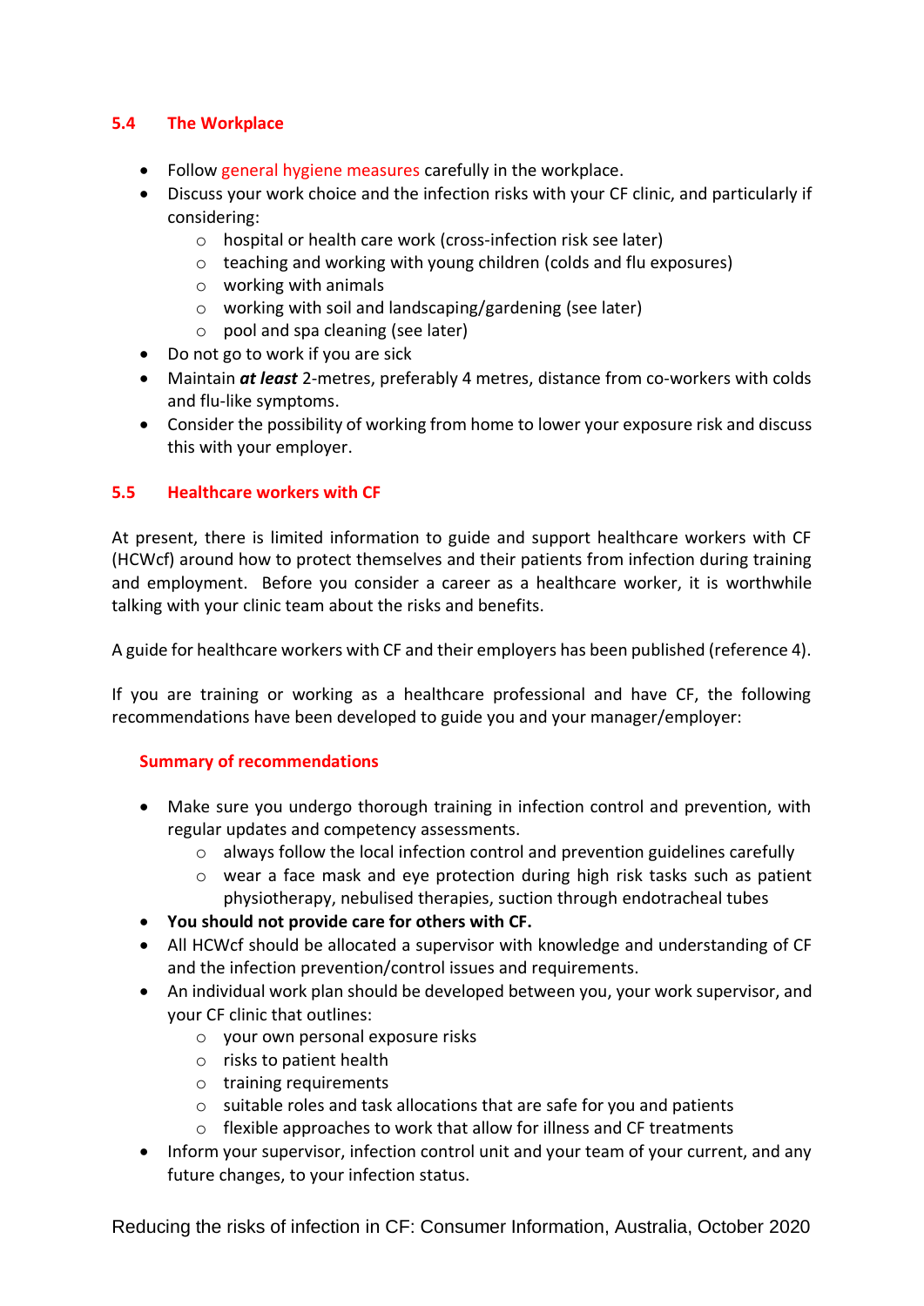## 5.4 The Workplace

- Follow general hygiene measures carefully in the workplace.
- Discuss your work choice and the infection risks with your CF clinic, and particularly if considering:
    - hospital or health care work (cross-infection risk see later)
    - teaching and working with young children (colds and flu exposures)
    - working with animals
    - working with soil and landscaping/gardening (see later)
    - pool and spa cleaning (see later)
- Do not go to work if you are sick
- Maintain ***at least*** 2-metres, preferably 4 metres, distance from co-workers with colds and flu-like symptoms.
- Consider the possibility of working from home to lower your exposure risk and discuss this with your employer.

## 5.5 Healthcare workers with CF

At present, there is limited information to guide and support healthcare workers with CF (HCWcf) around how to protect themselves and their patients from infection during training and employment. Before you consider a career as a healthcare worker, it is worthwhile talking with your clinic team about the risks and benefits.

A guide for healthcare workers with CF and their employers has been published (reference 4).

If you are training or working as a healthcare professional and have CF, the following recommendations have been developed to guide you and your manager/employer:

### Summary of recommendations

- Make sure you undergo thorough training in infection control and prevention, with regular updates and competency assessments.
    - always follow the local infection control and prevention guidelines carefully
    - wear a face mask and eye protection during high risk tasks such as patient physiotherapy, nebulised therapies, suction through endotracheal tubes
- **You should not provide care for others with CF.**
- All HCWcf should be allocated a supervisor with knowledge and understanding of CF and the infection prevention/control issues and requirements.
- An individual work plan should be developed between you, your work supervisor, and your CF clinic that outlines:
    - your own personal exposure risks
    - risks to patient health
    - training requirements
    - suitable roles and task allocations that are safe for you and patients
    - flexible approaches to work that allow for illness and CF treatments
- Inform your supervisor, infection control unit and your team of your current, and any future changes, to your infection status.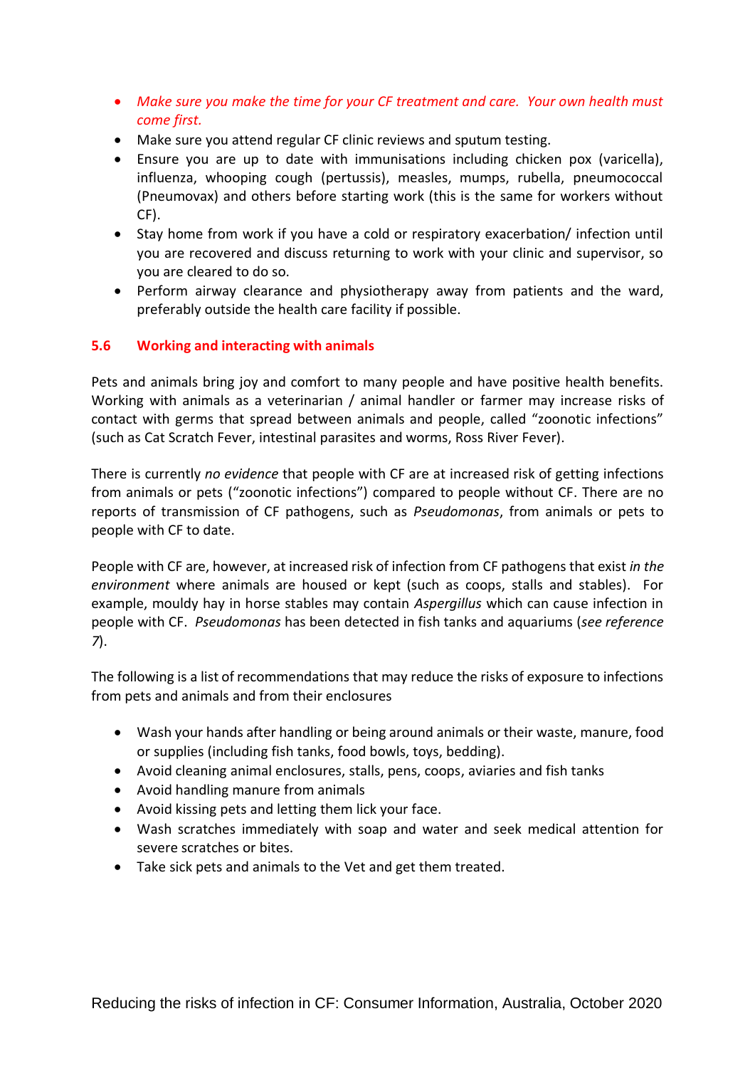- *Make sure you make the time for your CF treatment and care. Your own health must come first.*
- Make sure you attend regular CF clinic reviews and sputum testing.
- Ensure you are up to date with immunisations including chicken pox (varicella), influenza, whooping cough (pertussis), measles, mumps, rubella, pneumococcal (Pneumovax) and others before starting work (this is the same for workers without CF).
- Stay home from work if you have a cold or respiratory exacerbation/ infection until you are recovered and discuss returning to work with your clinic and supervisor, so you are cleared to do so.
- Perform airway clearance and physiotherapy away from patients and the ward, preferably outside the health care facility if possible.

### 5.6 Working and interacting with animals

Pets and animals bring joy and comfort to many people and have positive health benefits. Working with animals as a veterinarian / animal handler or farmer may increase risks of contact with germs that spread between animals and people, called "zoonotic infections" (such as Cat Scratch Fever, intestinal parasites and worms, Ross River Fever).

There is currently *no evidence* that people with CF are at increased risk of getting infections from animals or pets ("zoonotic infections") compared to people without CF. There are no reports of transmission of CF pathogens, such as *Pseudomonas*, from animals or pets to people with CF to date.

People with CF are, however, at increased risk of infection from CF pathogens that exist *in the environment* where animals are housed or kept (such as coops, stalls and stables). For example, mouldy hay in horse stables may contain *Aspergillus* which can cause infection in people with CF. *Pseudomonas* has been detected in fish tanks and aquariums (*see reference 7*).

The following is a list of recommendations that may reduce the risks of exposure to infections from pets and animals and from their enclosures

- Wash your hands after handling or being around animals or their waste, manure, food or supplies (including fish tanks, food bowls, toys, bedding).
- Avoid cleaning animal enclosures, stalls, pens, coops, aviaries and fish tanks
- Avoid handling manure from animals
- Avoid kissing pets and letting them lick your face.
- Wash scratches immediately with soap and water and seek medical attention for severe scratches or bites.
- Take sick pets and animals to the Vet and get them treated.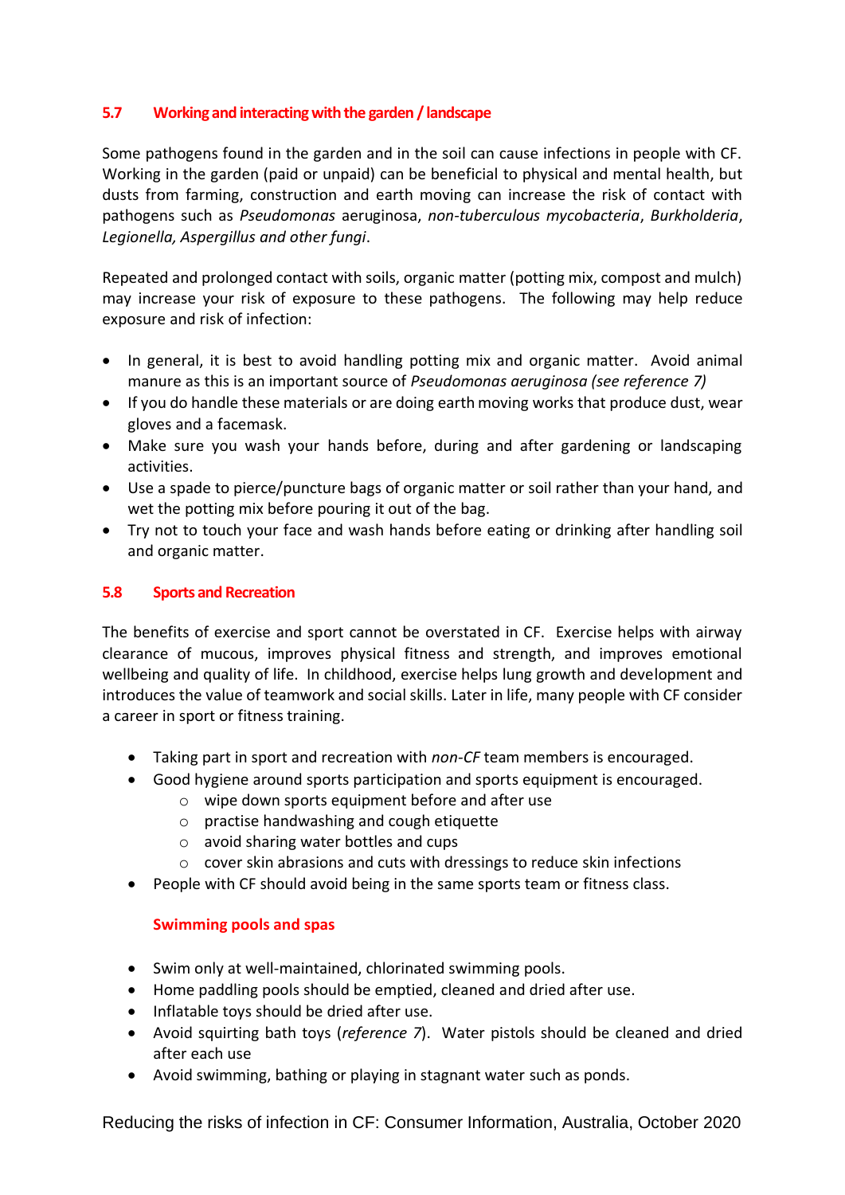## 5.7 Working and interacting with the garden / landscape

Some pathogens found in the garden and in the soil can cause infections in people with CF. Working in the garden (paid or unpaid) can be beneficial to physical and mental health, but dusts from farming, construction and earth moving can increase the risk of contact with pathogens such as *Pseudomonas* aeruginosa, *non-tuberculous mycobacteria*, *Burkholderia*, *Legionella, Aspergillus and other fungi*.

Repeated and prolonged contact with soils, organic matter (potting mix, compost and mulch) may increase your risk of exposure to these pathogens. The following may help reduce exposure and risk of infection:

- In general, it is best to avoid handling potting mix and organic matter. Avoid animal manure as this is an important source of *Pseudomonas aeruginosa (see reference 7)*
- If you do handle these materials or are doing earth moving works that produce dust, wear gloves and a facemask.
- Make sure you wash your hands before, during and after gardening or landscaping activities.
- Use a spade to pierce/puncture bags of organic matter or soil rather than your hand, and wet the potting mix before pouring it out of the bag.
- Try not to touch your face and wash hands before eating or drinking after handling soil and organic matter.

## 5.8 Sports and Recreation

The benefits of exercise and sport cannot be overstated in CF. Exercise helps with airway clearance of mucous, improves physical fitness and strength, and improves emotional wellbeing and quality of life. In childhood, exercise helps lung growth and development and introduces the value of teamwork and social skills. Later in life, many people with CF consider a career in sport or fitness training.

- Taking part in sport and recreation with *non-CF* team members is encouraged.
- Good hygiene around sports participation and sports equipment is encouraged.
  - wipe down sports equipment before and after use
  - practise handwashing and cough etiquette
  - avoid sharing water bottles and cups
  - cover skin abrasions and cuts with dressings to reduce skin infections
- People with CF should avoid being in the same sports team or fitness class.

### Swimming pools and spas

- Swim only at well-maintained, chlorinated swimming pools.
- Home paddling pools should be emptied, cleaned and dried after use.
- Inflatable toys should be dried after use.
- Avoid squirting bath toys (*reference 7*). Water pistols should be cleaned and dried after each use
- Avoid swimming, bathing or playing in stagnant water such as ponds.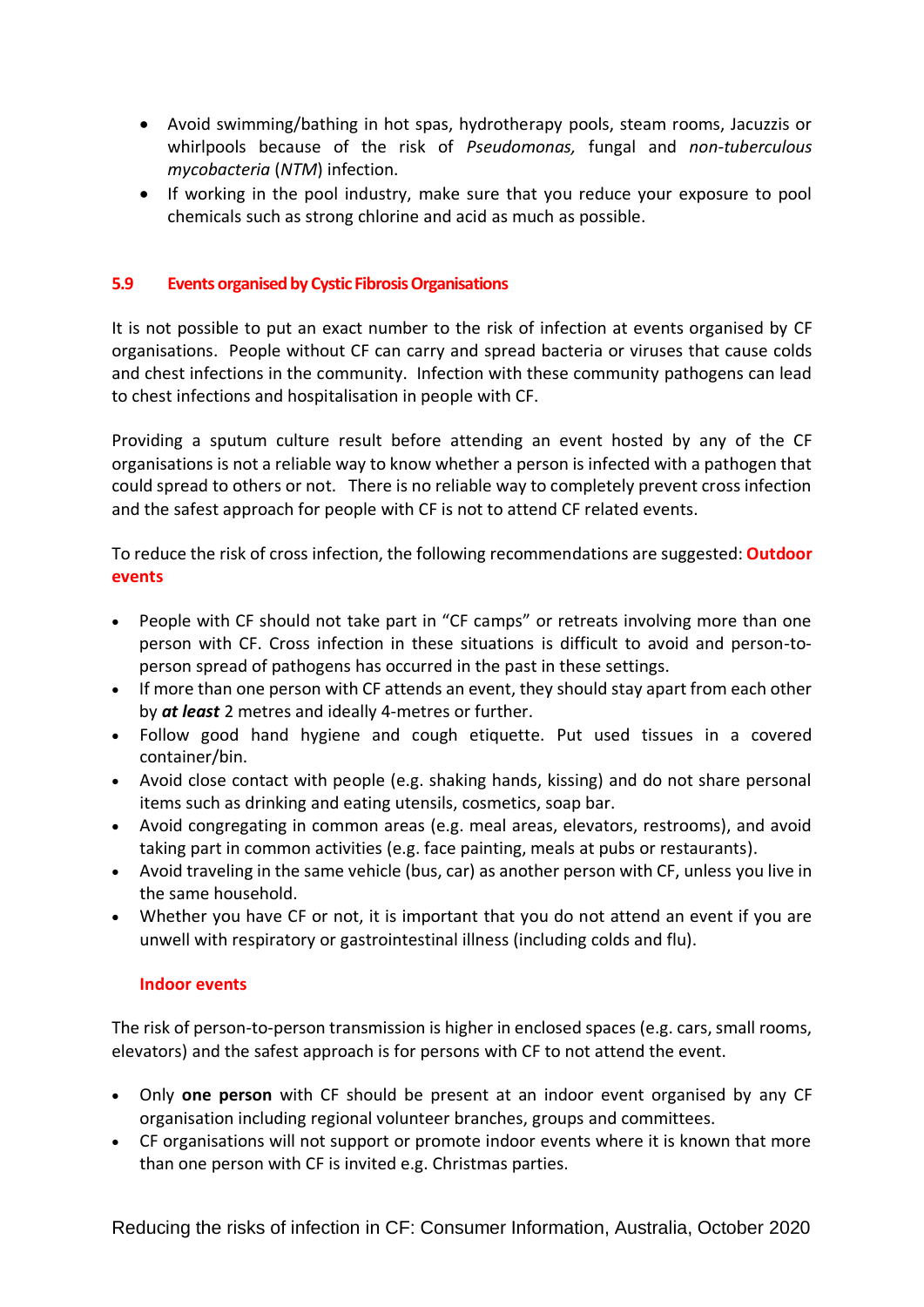- Avoid swimming/bathing in hot spas, hydrotherapy pools, steam rooms, Jacuzzis or whirlpools because of the risk of *Pseudomonas,* fungal and *non-tuberculous mycobacteria* (*NTM*) infection.
- If working in the pool industry, make sure that you reduce your exposure to pool chemicals such as strong chlorine and acid as much as possible.

## 5.9 Events organised by Cystic Fibrosis Organisations

It is not possible to put an exact number to the risk of infection at events organised by CF organisations. People without CF can carry and spread bacteria or viruses that cause colds and chest infections in the community. Infection with these community pathogens can lead to chest infections and hospitalisation in people with CF.

Providing a sputum culture result before attending an event hosted by any of the CF organisations is not a reliable way to know whether a person is infected with a pathogen that could spread to others or not. There is no reliable way to completely prevent cross infection and the safest approach for people with CF is not to attend CF related events.

To reduce the risk of cross infection, the following recommendations are suggested: **Outdoor events**

- People with CF should not take part in "CF camps" or retreats involving more than one person with CF. Cross infection in these situations is difficult to avoid and person-to-person spread of pathogens has occurred in the past in these settings.
- If more than one person with CF attends an event, they should stay apart from each other by ***at least*** 2 metres and ideally 4-metres or further.
- Follow good hand hygiene and cough etiquette. Put used tissues in a covered container/bin.
- Avoid close contact with people (e.g. shaking hands, kissing) and do not share personal items such as drinking and eating utensils, cosmetics, soap bar.
- Avoid congregating in common areas (e.g. meal areas, elevators, restrooms), and avoid taking part in common activities (e.g. face painting, meals at pubs or restaurants).
- Avoid traveling in the same vehicle (bus, car) as another person with CF, unless you live in the same household.
- Whether you have CF or not, it is important that you do not attend an event if you are unwell with respiratory or gastrointestinal illness (including colds and flu).

**Indoor events**

The risk of person-to-person transmission is higher in enclosed spaces (e.g. cars, small rooms, elevators) and the safest approach is for persons with CF to not attend the event.

- Only **one person** with CF should be present at an indoor event organised by any CF organisation including regional volunteer branches, groups and committees.
- CF organisations will not support or promote indoor events where it is known that more than one person with CF is invited e.g. Christmas parties.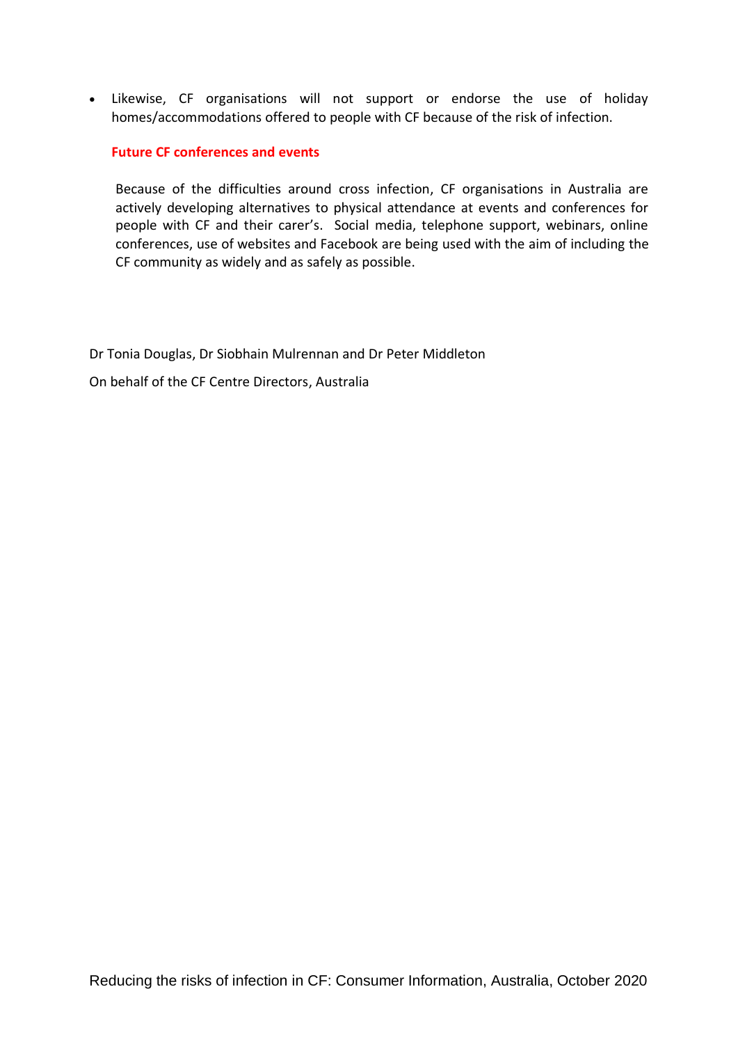- Likewise, CF organisations will not support or endorse the use of holiday homes/accommodations offered to people with CF because of the risk of infection.

**Future CF conferences and events**

Because of the difficulties around cross infection, CF organisations in Australia are actively developing alternatives to physical attendance at events and conferences for people with CF and their carer's. Social media, telephone support, webinars, online conferences, use of websites and Facebook are being used with the aim of including the CF community as widely and as safely as possible.

Dr Tonia Douglas, Dr Siobhain Mulrennan and Dr Peter Middleton

On behalf of the CF Centre Directors, Australia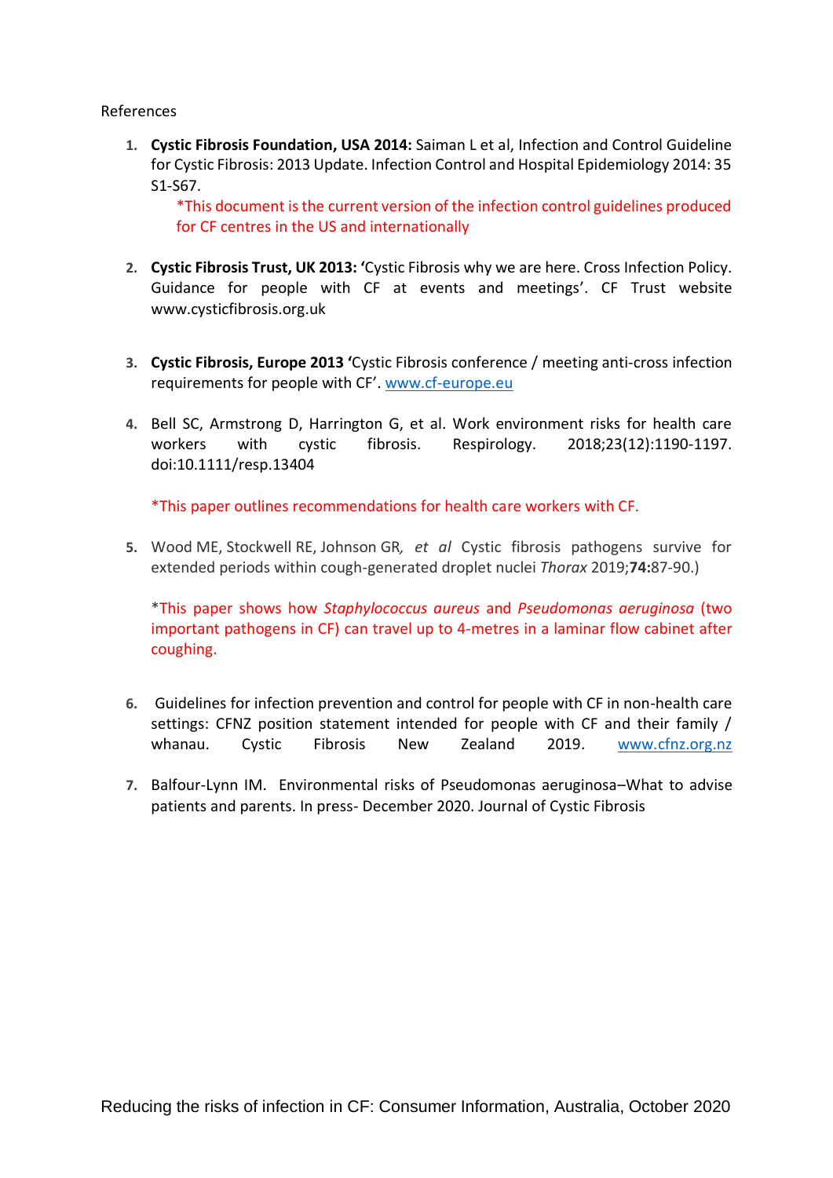References

1. **Cystic Fibrosis Foundation, USA 2014:** Saiman L et al, Infection and Control Guideline for Cystic Fibrosis: 2013 Update. Infection Control and Hospital Epidemiology 2014: 35 S1-S67.

   *This document is the current version of the infection control guidelines produced for CF centres in the US and internationally

2. **Cystic Fibrosis Trust, UK 2013: '**Cystic Fibrosis why we are here. Cross Infection Policy. Guidance for people with CF at events and meetings'. CF Trust website www.cysticfibrosis.org.uk

3. **Cystic Fibrosis, Europe 2013 '**Cystic Fibrosis conference / meeting anti-cross infection requirements for people with CF'. www.cf-europe.eu

4. Bell SC, Armstrong D, Harrington G, et al. Work environment risks for health care workers with cystic fibrosis. Respirology. 2018;23(12):1190-1197. doi:10.1111/resp.13404

   *This paper outlines recommendations for health care workers with CF.

5. Wood ME, Stockwell RE, Johnson GR*, et al* Cystic fibrosis pathogens survive for extended periods within cough-generated droplet nuclei *Thorax* 2019;**74:**87-90.)

   *This paper shows how *Staphylococcus aureus* and *Pseudomonas aeruginosa* (two important pathogens in CF) can travel up to 4-metres in a laminar flow cabinet after coughing.

6. Guidelines for infection prevention and control for people with CF in non-health care settings: CFNZ position statement intended for people with CF and their family / whanau. Cystic Fibrosis New Zealand 2019. www.cfnz.org.nz

7. Balfour-Lynn IM. Environmental risks of Pseudomonas aeruginosa–What to advise patients and parents. In press- December 2020. Journal of Cystic Fibrosis